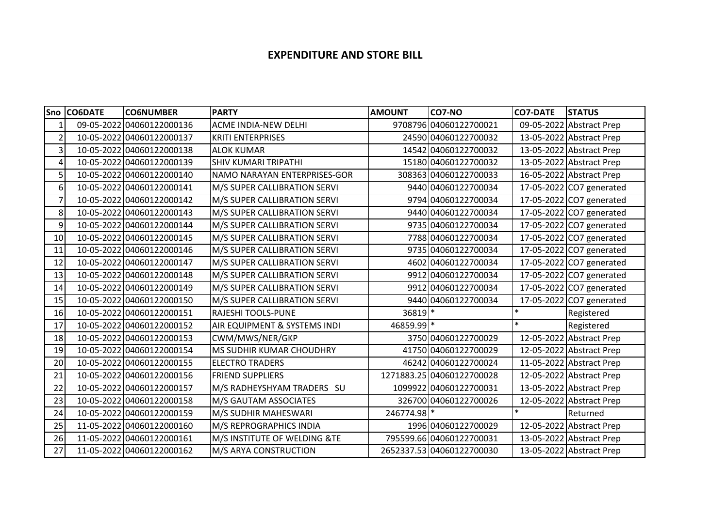# EXPENDITURE AND STORE BILL

| Sno | CO6DATE | CO6NUMBER | PARTY | AMOUNT | CO7-NO | CO7-DATE | STATUS |
|---|---|---|---|---|---|---|---|
| 1 | 09-05-2022 | 04060122000136 | ACME INDIA-NEW DELHI | 9708796 | 04060122700021 | 09-05-2022 | Abstract Prep |
| 2 | 10-05-2022 | 04060122000137 | KRITI ENTERPRISES | 24590 | 04060122700032 | 13-05-2022 | Abstract Prep |
| 3 | 10-05-2022 | 04060122000138 | ALOK KUMAR | 14542 | 04060122700032 | 13-05-2022 | Abstract Prep |
| 4 | 10-05-2022 | 04060122000139 | SHIV KUMARI TRIPATHI | 15180 | 04060122700032 | 13-05-2022 | Abstract Prep |
| 5 | 10-05-2022 | 04060122000140 | NAMO NARAYAN ENTERPRISES-GOR | 308363 | 04060122700033 | 16-05-2022 | Abstract Prep |
| 6 | 10-05-2022 | 04060122000141 | M/S SUPER CALLIBRATION SERVI | 9440 | 04060122700034 | 17-05-2022 | CO7 generated |
| 7 | 10-05-2022 | 04060122000142 | M/S SUPER CALLIBRATION SERVI | 9794 | 04060122700034 | 17-05-2022 | CO7 generated |
| 8 | 10-05-2022 | 04060122000143 | M/S SUPER CALLIBRATION SERVI | 9440 | 04060122700034 | 17-05-2022 | CO7 generated |
| 9 | 10-05-2022 | 04060122000144 | M/S SUPER CALLIBRATION SERVI | 9735 | 04060122700034 | 17-05-2022 | CO7 generated |
| 10 | 10-05-2022 | 04060122000145 | M/S SUPER CALLIBRATION SERVI | 7788 | 04060122700034 | 17-05-2022 | CO7 generated |
| 11 | 10-05-2022 | 04060122000146 | M/S SUPER CALLIBRATION SERVI | 9735 | 04060122700034 | 17-05-2022 | CO7 generated |
| 12 | 10-05-2022 | 04060122000147 | M/S SUPER CALLIBRATION SERVI | 4602 | 04060122700034 | 17-05-2022 | CO7 generated |
| 13 | 10-05-2022 | 04060122000148 | M/S SUPER CALLIBRATION SERVI | 9912 | 04060122700034 | 17-05-2022 | CO7 generated |
| 14 | 10-05-2022 | 04060122000149 | M/S SUPER CALLIBRATION SERVI | 9912 | 04060122700034 | 17-05-2022 | CO7 generated |
| 15 | 10-05-2022 | 04060122000150 | M/S SUPER CALLIBRATION SERVI | 9440 | 04060122700034 | 17-05-2022 | CO7 generated |
| 16 | 10-05-2022 | 04060122000151 | RAJESHI TOOLS-PUNE | 36819 | * | * | Registered |
| 17 | 10-05-2022 | 04060122000152 | AIR EQUIPMENT & SYSTEMS INDI | 46859.99 | * | * | Registered |
| 18 | 10-05-2022 | 04060122000153 | CWM/MWS/NER/GKP | 3750 | 04060122700029 | 12-05-2022 | Abstract Prep |
| 19 | 10-05-2022 | 04060122000154 | MS SUDHIR KUMAR CHOUDHRY | 41750 | 04060122700029 | 12-05-2022 | Abstract Prep |
| 20 | 10-05-2022 | 04060122000155 | ELECTRO TRADERS | 46242 | 04060122700024 | 11-05-2022 | Abstract Prep |
| 21 | 10-05-2022 | 04060122000156 | FRIEND SUPPLIERS | 1271883.25 | 04060122700028 | 12-05-2022 | Abstract Prep |
| 22 | 10-05-2022 | 04060122000157 | M/S RADHEYSHYAM TRADERS SU | 1099922 | 04060122700031 | 13-05-2022 | Abstract Prep |
| 23 | 10-05-2022 | 04060122000158 | M/S GAUTAM ASSOCIATES | 326700 | 04060122700026 | 12-05-2022 | Abstract Prep |
| 24 | 10-05-2022 | 04060122000159 | M/S SUDHIR MAHESWARI | 246774.98 | * | * | Returned |
| 25 | 11-05-2022 | 04060122000160 | M/S REPROGRAPHICS INDIA | 1996 | 04060122700029 | 12-05-2022 | Abstract Prep |
| 26 | 11-05-2022 | 04060122000161 | M/S INSTITUTE OF WELDING &TE | 795599.66 | 04060122700031 | 13-05-2022 | Abstract Prep |
| 27 | 11-05-2022 | 04060122000162 | M/S ARYA CONSTRUCTION | 2652337.53 | 04060122700030 | 13-05-2022 | Abstract Prep |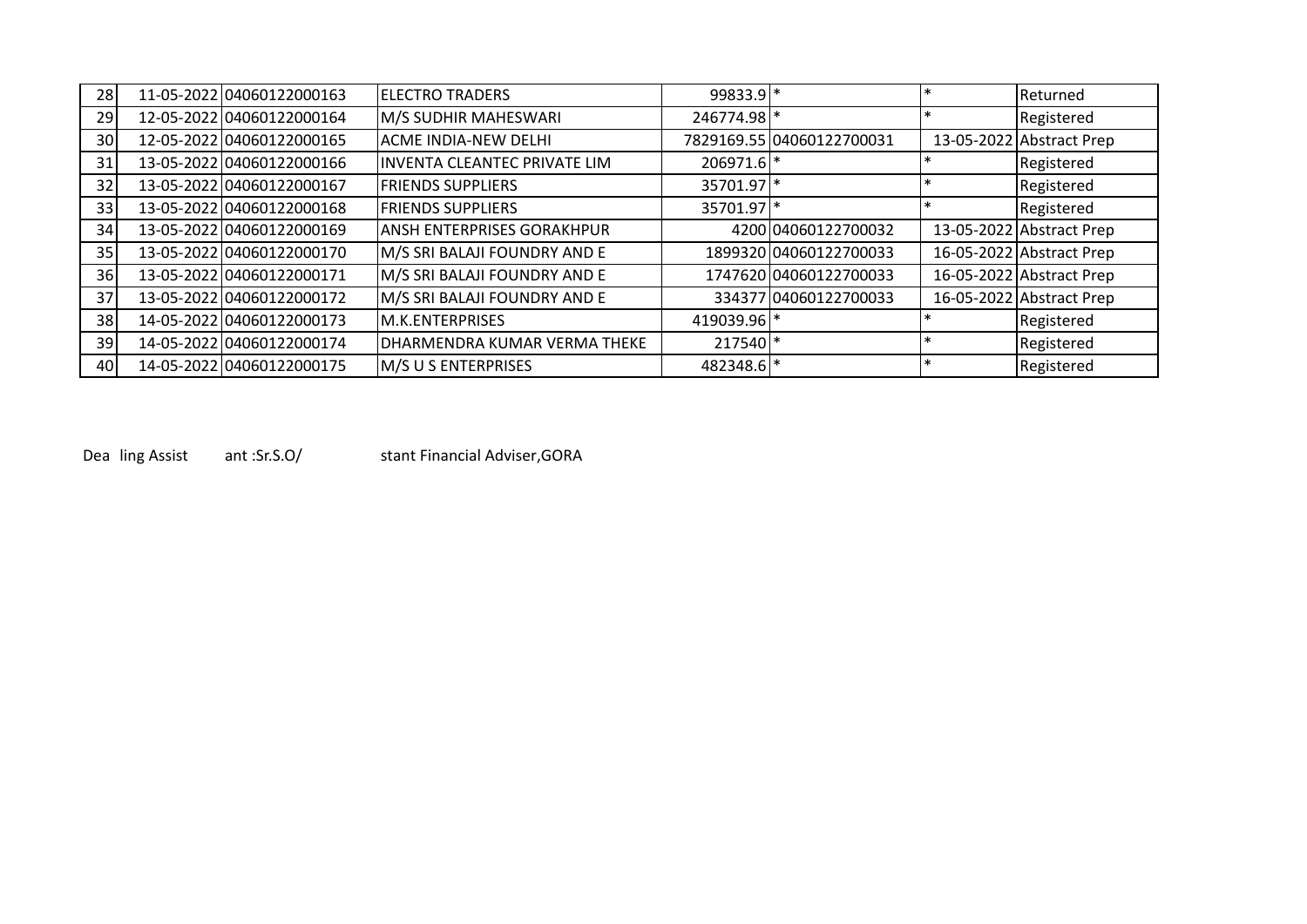| | | | | | | | |
|---|---|---|---|---|---|---|---|
| 28 | 11-05-2022 | 04060122000163 | ELECTRO TRADERS | 99833.9 | * | * | Returned |
| 29 | 12-05-2022 | 04060122000164 | M/S SUDHIR MAHESWARI | 246774.98 | * | * | Registered |
| 30 | 12-05-2022 | 04060122000165 | ACME INDIA-NEW DELHI | 7829169.55 | 04060122700031 | 13-05-2022 | Abstract Prep |
| 31 | 13-05-2022 | 04060122000166 | INVENTA CLEANTEC PRIVATE LIM | 206971.6 | * | * | Registered |
| 32 | 13-05-2022 | 04060122000167 | FRIENDS SUPPLIERS | 35701.97 | * | * | Registered |
| 33 | 13-05-2022 | 04060122000168 | FRIENDS SUPPLIERS | 35701.97 | * | * | Registered |
| 34 | 13-05-2022 | 04060122000169 | ANSH ENTERPRISES GORAKHPUR | 4200 | 04060122700032 | 13-05-2022 | Abstract Prep |
| 35 | 13-05-2022 | 04060122000170 | M/S SRI BALAJI FOUNDRY AND E | 1899320 | 04060122700033 | 16-05-2022 | Abstract Prep |
| 36 | 13-05-2022 | 04060122000171 | M/S SRI BALAJI FOUNDRY AND E | 1747620 | 04060122700033 | 16-05-2022 | Abstract Prep |
| 37 | 13-05-2022 | 04060122000172 | M/S SRI BALAJI FOUNDRY AND E | 334377 | 04060122700033 | 16-05-2022 | Abstract Prep |
| 38 | 14-05-2022 | 04060122000173 | M.K.ENTERPRISES | 419039.96 | * | * | Registered |
| 39 | 14-05-2022 | 04060122000174 | DHARMENDRA KUMAR VERMA THEKE | 217540 | * | * | Registered |
| 40 | 14-05-2022 | 04060122000175 | M/S U S ENTERPRISES | 482348.6 | * | * | Registered |

Dea ling Assist ant :Sr.S.O/ stant Financial Adviser,GORA